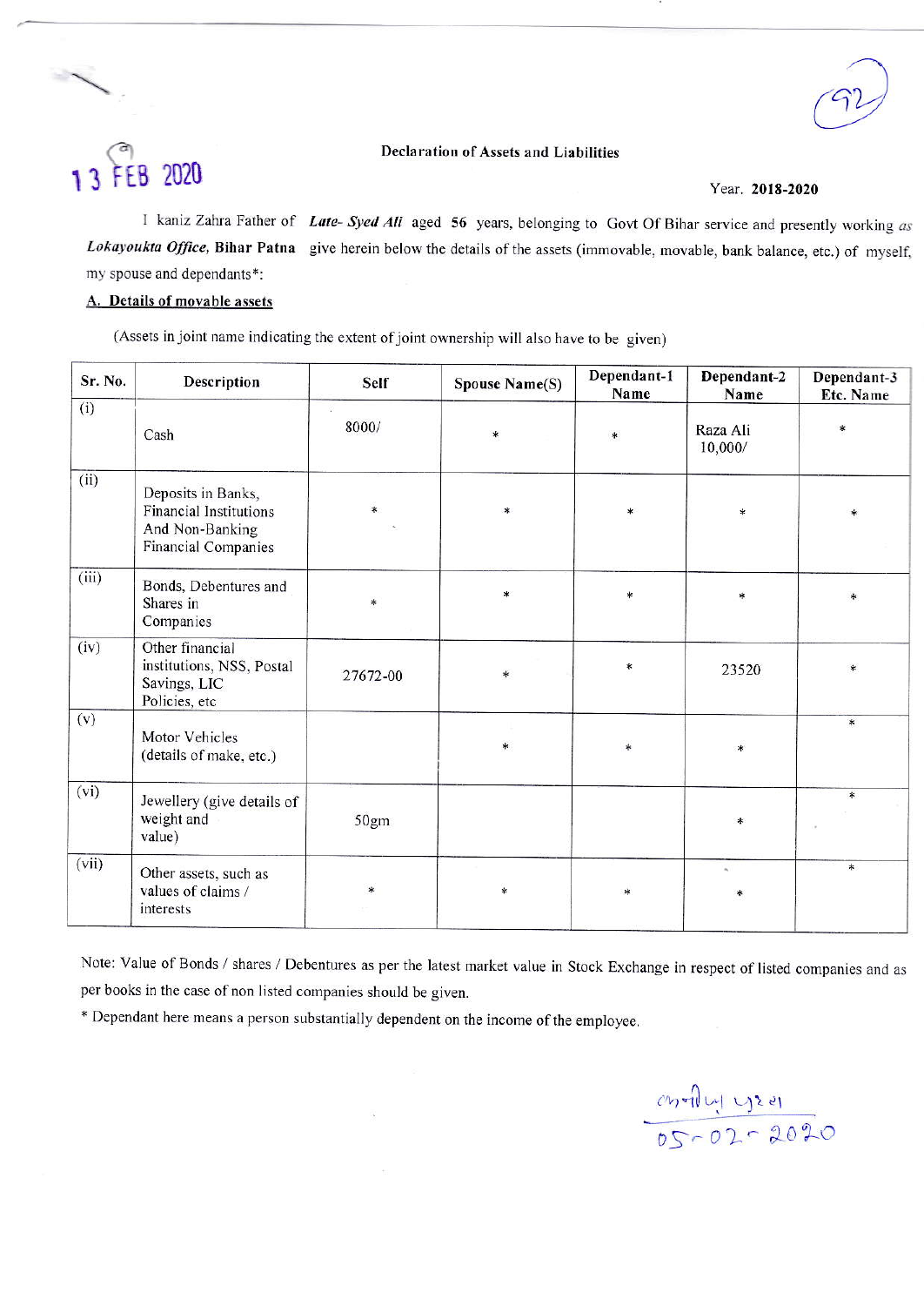13 FEB 2020

**Declaration of Assets and Liabilities**

Year. **2018-2020**

I kaniz Zahra Father of *Late- Syed Ali* aged **56** years, belonging to Govt Of Bihar service and presently working *as Lokayoukta Office*, **Bihar Patna** give herein below the details of the assets (immovable, movable, bank balance, etc.) of myself, my spouse and dependants*:

**A. Details of movable assets**

(Assets in joint name indicating the extent of joint ownership will also have to be given)

| Sr. No. | Description | Self | Spouse Name(S) | Dependant-1 Name | Dependant-2 Name | Dependant-3 Etc. Name |
|---|---|---|---|---|---|---|
| (i) | Cash | 8000/ | * | * | Raza Ali 10,000/ | * |
| (ii) | Deposits in Banks, Financial Institutions And Non-Banking Financial Companies | * | * | * | * | * |
| (iii) | Bonds, Debentures and Shares in Companies | * | * | * | * | * |
| (iv) | Other financial institutions, NSS, Postal Savings, LIC Policies, etc | 27672-00 | * | * | 23520 | * |
| (v) | Motor Vehicles (details of make, etc.) | | * | * | * | * |
| (vi) | Jewellery (give details of weight and value) | 50gm | | | * | * |
| (vii) | Other assets, such as values of claims / interests | * | * | * | * | * |

Note: Value of Bonds / shares / Debentures as per the latest market value in Stock Exchange in respect of listed companies and as per books in the case of non listed companies should be given.

* Dependant here means a person substantially dependent on the income of the employee.

05-02-2020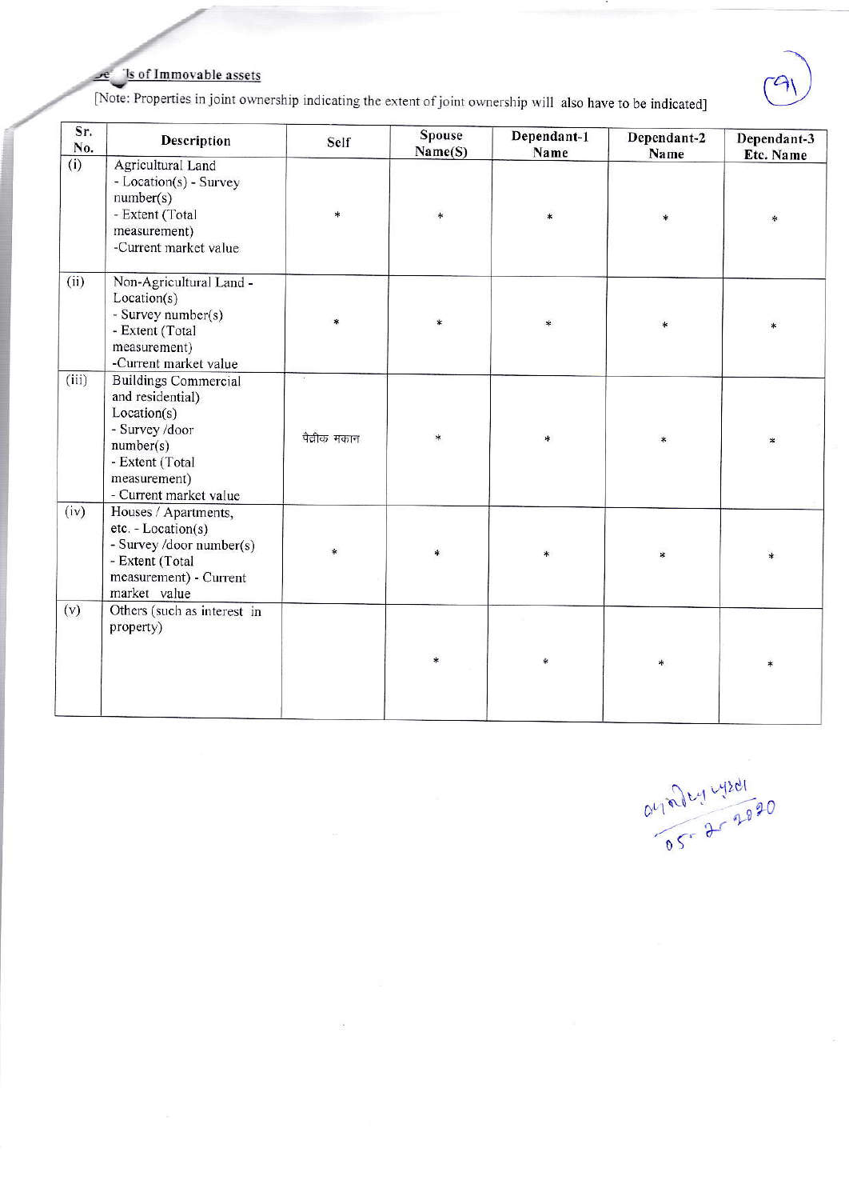## Details of Immovable assets

[Note: Properties in joint ownership indicating the extent of joint ownership will also have to be indicated]

| Sr. No. | Description | Self | Spouse Name(S) | Dependant-1 Name | Dependant-2 Name | Dependant-3 Etc. Name |
|---|---|---|---|---|---|---|
| (i) | Agricultural Land - Location(s) - Survey number(s) - Extent (Total measurement) -Current market value | * | * | * | * | * |
| (ii) | Non-Agricultural Land - Location(s) - Survey number(s) - Extent (Total measurement) -Current market value | * | * | * | * | * |
| (iii) | Buildings Commercial and residential) Location(s) - Survey /door number(s) - Extent (Total measurement) - Current market value | पैत्रीक मकान | * | * | * | * |
| (iv) | Houses / Apartments, etc. - Location(s) - Survey /door number(s) - Extent (Total measurement) - Current market value | * | * | * | * | * |
| (v) | Others (such as interest in property) | | * | * | * | * |

05-2-2020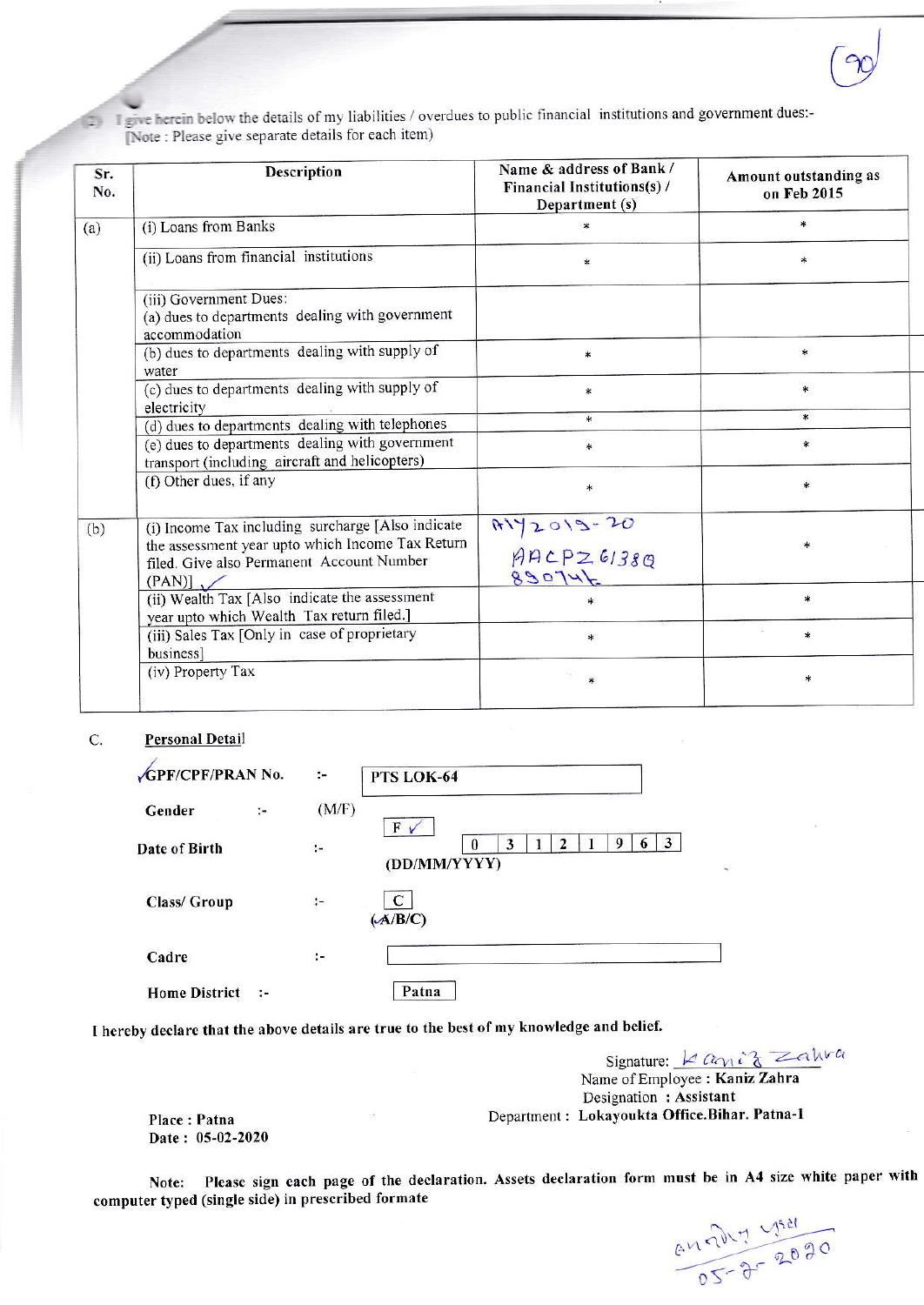(2) I give herein below the details of my liabilities / overdues to public financial institutions and government dues:-
[Note : Please give separate details for each item)

| Sr. No. | Description | Name & address of Bank / Financial Institutions(s) / Department (s) | Amount outstanding as on Feb 2015 |
|---|---|---|---|
| (a) | (i) Loans from Banks | * | * |
| | (ii) Loans from financial institutions | * | * |
| | (iii) Government Dues:<br>(a) dues to departments dealing with government accommodation | | |
| | (b) dues to departments dealing with supply of water | * | * |
| | (c) dues to departments dealing with supply of electricity | * | * |
| | (d) dues to departments dealing with telephones | * | * |
| | (e) dues to departments dealing with government transport (including aircraft and helicopters) | * | * |
| | (f) Other dues, if any | * | * |
| (b) | (i) Income Tax including surcharge [Also indicate the assessment year upto which Income Tax Return filed. Give also Permanent Account Number (PAN)] ✓ | AY 2019-20<br>AACPZ6138Q<br>890746 | * |
| | (ii) Wealth Tax [Also indicate the assessment year upto which Wealth Tax return filed.] | * | * |
| | (iii) Sales Tax [Only in case of proprietary business] | * | * |
| | (iv) Property Tax | * | * |

C. **Personal Detail**

| | | |
|---|---|---|
| ✓**GPF/CPF/PRAN No.** | :- | PTS LOK-64 |
| **Gender** | :- (M/F) | F ✓ |
| **Date of Birth** | :- | 03121963 (DD/MM/YYYY) |
| **Class/ Group** | :- | C (A/B/C) |
| **Cadre** | :- | |
| **Home District** | :- | Patna |

**I hereby declare that the above details are true to the best of my knowledge and belief.**

Signature: Kaniz Zahra
Name of Employee : **Kaniz Zahra**
Designation : **Assistant**
Department : **Lokayoukta Office.Bihar. Patna-1**

**Place : Patna**
**Date : 05-02-2020**

Note: Please sign each page of the declaration. Assets declaration form must be in A4 size white paper with computer typed (single side) in prescribed formate

05-2-2020